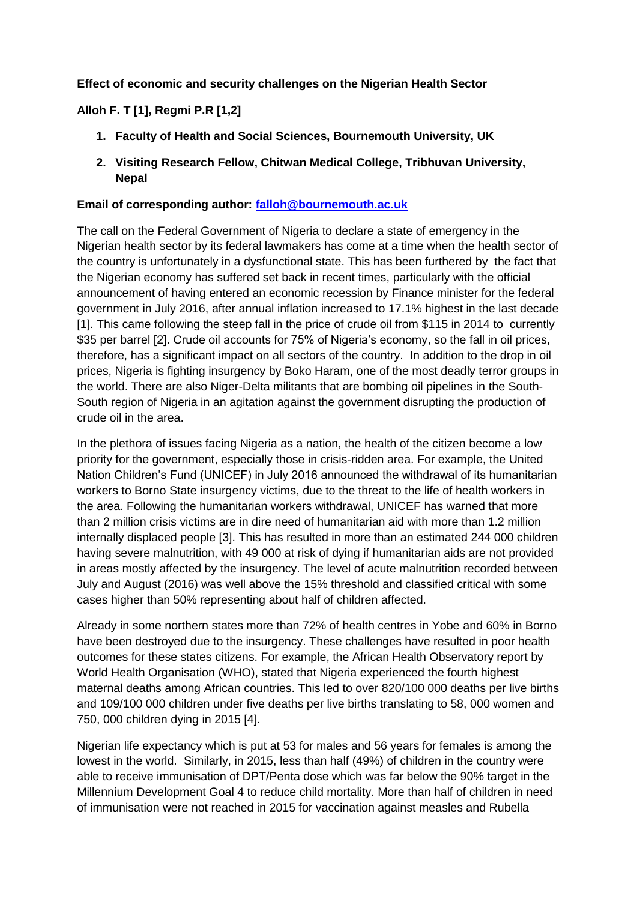**Effect of economic and security challenges on the Nigerian Health Sector**

**Alloh F. T [1], Regmi P.R [1,2]**

1. **Faculty of Health and Social Sciences, Bournemouth University, UK**
2. **Visiting Research Fellow, Chitwan Medical College, Tribhuvan University, Nepal**

**Email of corresponding author: falloh@bournemouth.ac.uk**

The call on the Federal Government of Nigeria to declare a state of emergency in the Nigerian health sector by its federal lawmakers has come at a time when the health sector of the country is unfortunately in a dysfunctional state. This has been furthered by the fact that the Nigerian economy has suffered set back in recent times, particularly with the official announcement of having entered an economic recession by Finance minister for the federal government in July 2016, after annual inflation increased to 17.1% highest in the last decade [1]. This came following the steep fall in the price of crude oil from $115 in 2014 to currently $35 per barrel [2]. Crude oil accounts for 75% of Nigeria's economy, so the fall in oil prices, therefore, has a significant impact on all sectors of the country. In addition to the drop in oil prices, Nigeria is fighting insurgency by Boko Haram, one of the most deadly terror groups in the world. There are also Niger-Delta militants that are bombing oil pipelines in the South-South region of Nigeria in an agitation against the government disrupting the production of crude oil in the area.

In the plethora of issues facing Nigeria as a nation, the health of the citizen become a low priority for the government, especially those in crisis-ridden area. For example, the United Nation Children's Fund (UNICEF) in July 2016 announced the withdrawal of its humanitarian workers to Borno State insurgency victims, due to the threat to the life of health workers in the area. Following the humanitarian workers withdrawal, UNICEF has warned that more than 2 million crisis victims are in dire need of humanitarian aid with more than 1.2 million internally displaced people [3]. This has resulted in more than an estimated 244 000 children having severe malnutrition, with 49 000 at risk of dying if humanitarian aids are not provided in areas mostly affected by the insurgency. The level of acute malnutrition recorded between July and August (2016) was well above the 15% threshold and classified critical with some cases higher than 50% representing about half of children affected.

Already in some northern states more than 72% of health centres in Yobe and 60% in Borno have been destroyed due to the insurgency. These challenges have resulted in poor health outcomes for these states citizens. For example, the African Health Observatory report by World Health Organisation (WHO), stated that Nigeria experienced the fourth highest maternal deaths among African countries. This led to over 820/100 000 deaths per live births and 109/100 000 children under five deaths per live births translating to 58, 000 women and 750, 000 children dying in 2015 [4].

Nigerian life expectancy which is put at 53 for males and 56 years for females is among the lowest in the world. Similarly, in 2015, less than half (49%) of children in the country were able to receive immunisation of DPT/Penta dose which was far below the 90% target in the Millennium Development Goal 4 to reduce child mortality. More than half of children in need of immunisation were not reached in 2015 for vaccination against measles and Rubella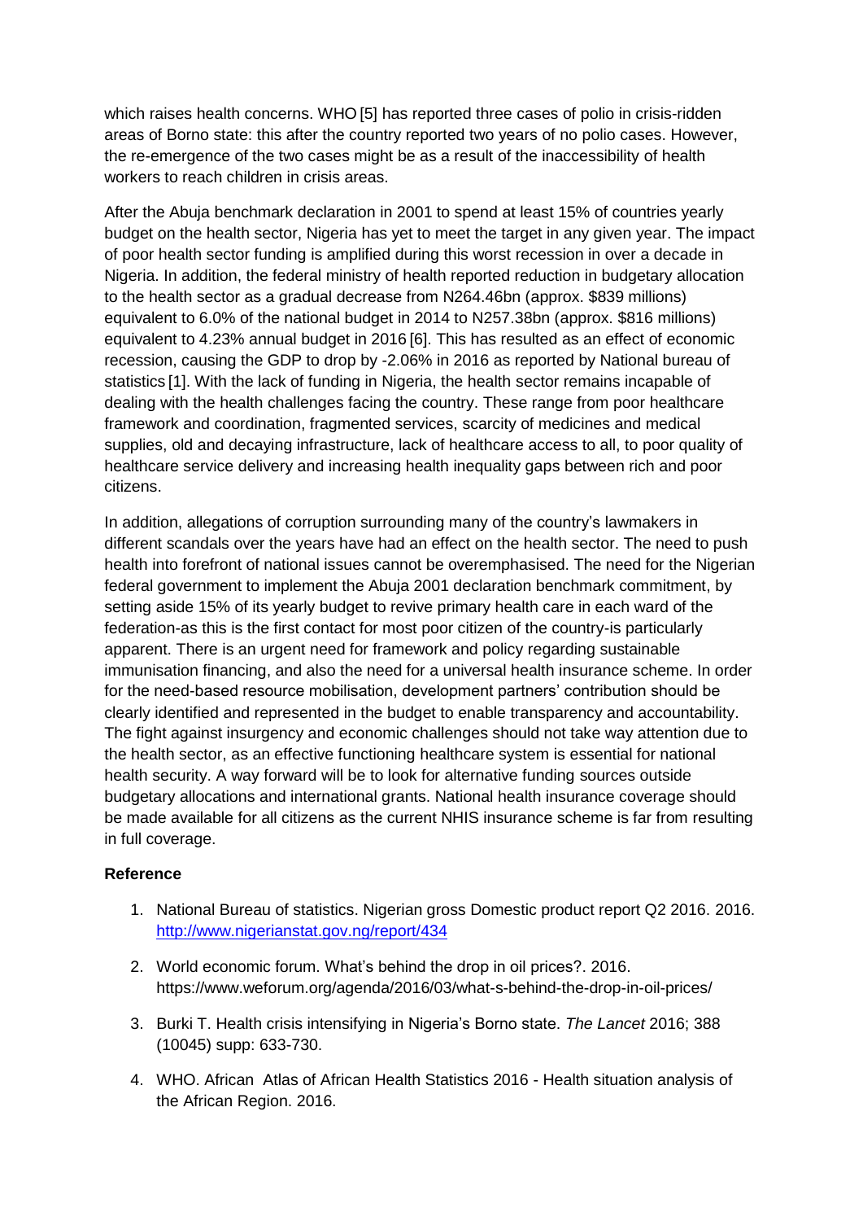which raises health concerns. WHO [5] has reported three cases of polio in crisis-ridden areas of Borno state: this after the country reported two years of no polio cases. However, the re-emergence of the two cases might be as a result of the inaccessibility of health workers to reach children in crisis areas.

After the Abuja benchmark declaration in 2001 to spend at least 15% of countries yearly budget on the health sector, Nigeria has yet to meet the target in any given year. The impact of poor health sector funding is amplified during this worst recession in over a decade in Nigeria. In addition, the federal ministry of health reported reduction in budgetary allocation to the health sector as a gradual decrease from N264.46bn (approx. $839 millions) equivalent to 6.0% of the national budget in 2014 to N257.38bn (approx. $816 millions) equivalent to 4.23% annual budget in 2016 [6]. This has resulted as an effect of economic recession, causing the GDP to drop by -2.06% in 2016 as reported by National bureau of statistics [1]. With the lack of funding in Nigeria, the health sector remains incapable of dealing with the health challenges facing the country. These range from poor healthcare framework and coordination, fragmented services, scarcity of medicines and medical supplies, old and decaying infrastructure, lack of healthcare access to all, to poor quality of healthcare service delivery and increasing health inequality gaps between rich and poor citizens.

In addition, allegations of corruption surrounding many of the country's lawmakers in different scandals over the years have had an effect on the health sector. The need to push health into forefront of national issues cannot be overemphasised. The need for the Nigerian federal government to implement the Abuja 2001 declaration benchmark commitment, by setting aside 15% of its yearly budget to revive primary health care in each ward of the federation-as this is the first contact for most poor citizen of the country-is particularly apparent. There is an urgent need for framework and policy regarding sustainable immunisation financing, and also the need for a universal health insurance scheme. In order for the need-based resource mobilisation, development partners' contribution should be clearly identified and represented in the budget to enable transparency and accountability. The fight against insurgency and economic challenges should not take way attention due to the health sector, as an effective functioning healthcare system is essential for national health security. A way forward will be to look for alternative funding sources outside budgetary allocations and international grants. National health insurance coverage should be made available for all citizens as the current NHIS insurance scheme is far from resulting in full coverage.

**Reference**

1. National Bureau of statistics. Nigerian gross Domestic product report Q2 2016. 2016. http://www.nigerianstat.gov.ng/report/434
2. World economic forum. What's behind the drop in oil prices?. 2016. https://www.weforum.org/agenda/2016/03/what-s-behind-the-drop-in-oil-prices/
3. Burki T. Health crisis intensifying in Nigeria's Borno state. *The Lancet* 2016; 388 (10045) supp: 633-730.
4. WHO. African Atlas of African Health Statistics 2016 - Health situation analysis of the African Region. 2016.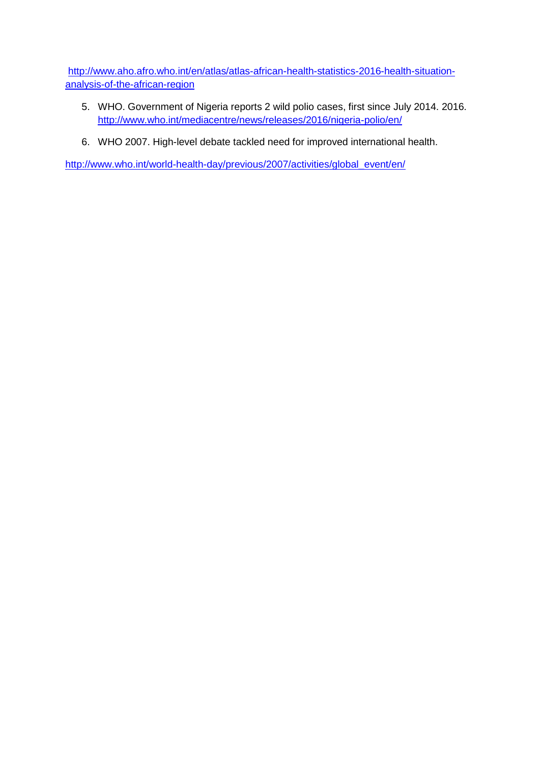http://www.aho.afro.who.int/en/atlas/atlas-african-health-statistics-2016-health-situation-analysis-of-the-african-region

5. WHO. Government of Nigeria reports 2 wild polio cases, first since July 2014. 2016. http://www.who.int/mediacentre/news/releases/2016/nigeria-polio/en/
6. WHO 2007. High-level debate tackled need for improved international health.

http://www.who.int/world-health-day/previous/2007/activities/global_event/en/